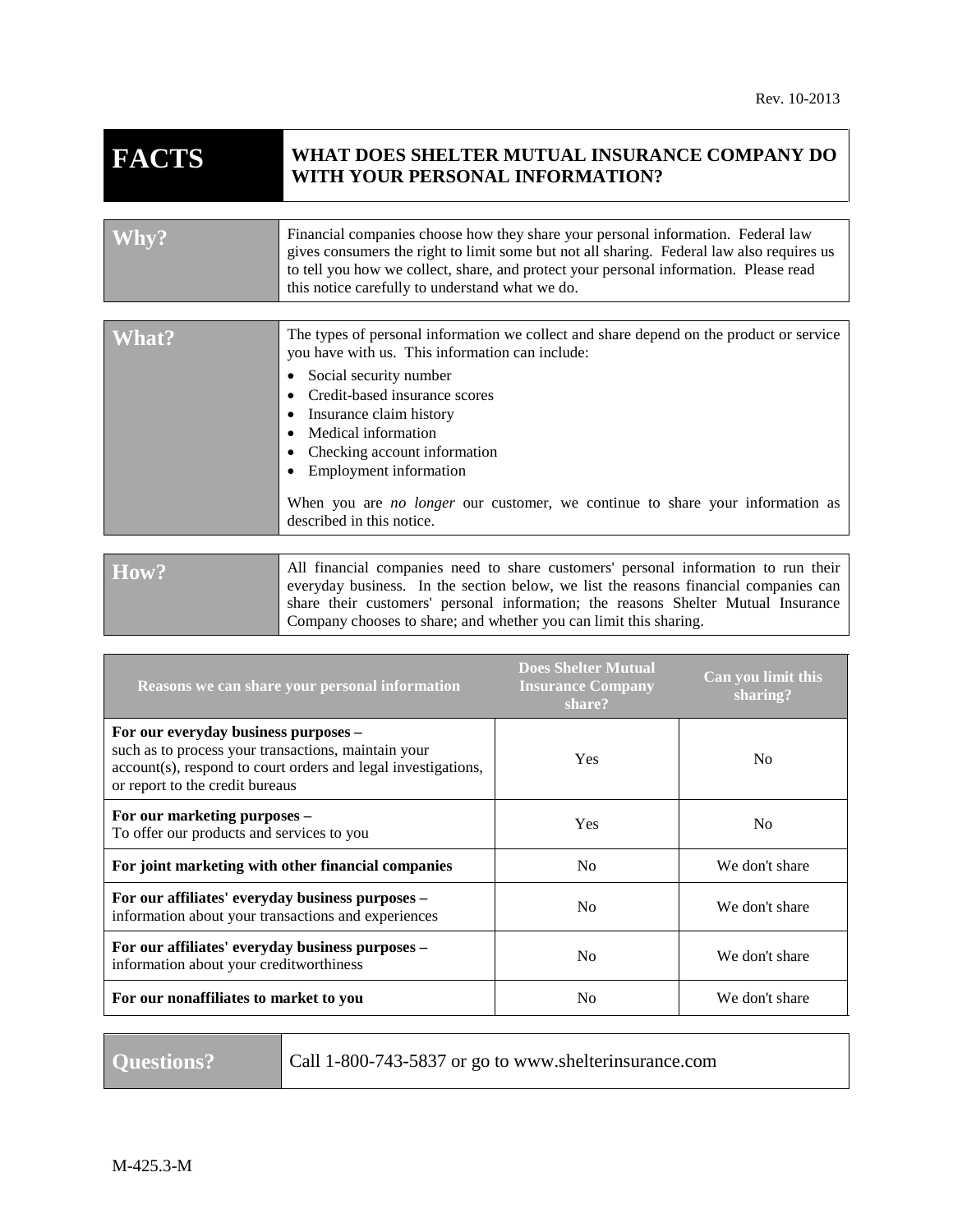Rev. 10-2013

# FACTS — WHAT DOES SHELTER MUTUAL INSURANCE COMPANY DO WITH YOUR PERSONAL INFORMATION?

| | |
|---|---|
| **Why?** | Financial companies choose how they share your personal information. Federal law gives consumers the right to limit some but not all sharing. Federal law also requires us to tell you how we collect, share, and protect your personal information. Please read this notice carefully to understand what we do. |
| **What?** | The types of personal information we collect and share depend on the product or service you have with us. This information can include:<br>• Social security number<br>• Credit-based insurance scores<br>• Insurance claim history<br>• Medical information<br>• Checking account information<br>• Employment information<br><br>When you are *no longer* our customer, we continue to share your information as described in this notice. |
| **How?** | All financial companies need to share customers' personal information to run their everyday business. In the section below, we list the reasons financial companies can share their customers' personal information; the reasons Shelter Mutual Insurance Company chooses to share; and whether you can limit this sharing. |

| Reasons we can share your personal information | Does Shelter Mutual Insurance Company share? | Can you limit this sharing? |
|---|---|---|
| **For our everyday business purposes –** such as to process your transactions, maintain your account(s), respond to court orders and legal investigations, or report to the credit bureaus | Yes | No |
| **For our marketing purposes –** To offer our products and services to you | Yes | No |
| **For joint marketing with other financial companies** | No | We don't share |
| **For our affiliates' everyday business purposes –** information about your transactions and experiences | No | We don't share |
| **For our affiliates' everyday business purposes –** information about your creditworthiness | No | We don't share |
| **For our nonaffiliates to market to you** | No | We don't share |

| | |
|---|---|
| **Questions?** | Call 1-800-743-5837 or go to www.shelterinsurance.com |

M-425.3-M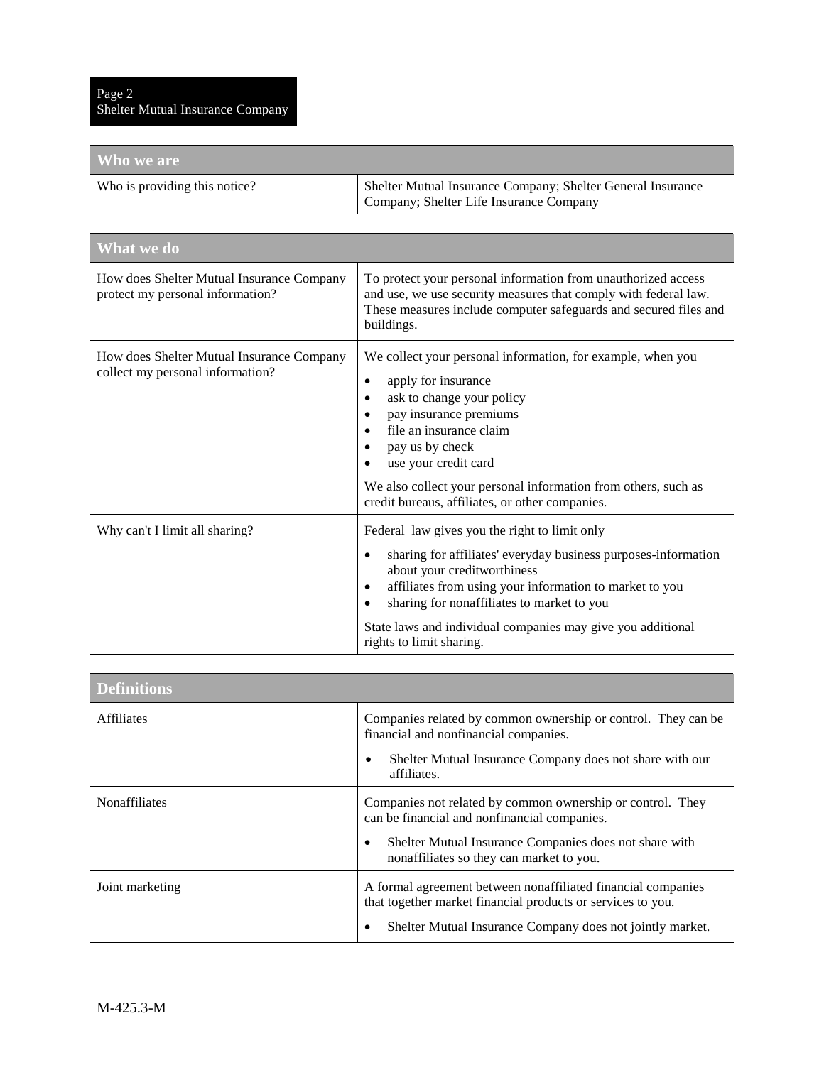| Who we are | |
|---|---|
| Who is providing this notice? | Shelter Mutual Insurance Company; Shelter General Insurance Company; Shelter Life Insurance Company |

| What we do | |
|---|---|
| How does Shelter Mutual Insurance Company protect my personal information? | To protect your personal information from unauthorized access and use, we use security measures that comply with federal law. These measures include computer safeguards and secured files and buildings. |
| How does Shelter Mutual Insurance Company collect my personal information? | We collect your personal information, for example, when you<br>• apply for insurance<br>• ask to change your policy<br>• pay insurance premiums<br>• file an insurance claim<br>• pay us by check<br>• use your credit card<br><br>We also collect your personal information from others, such as credit bureaus, affiliates, or other companies. |
| Why can't I limit all sharing? | Federal law gives you the right to limit only<br>• sharing for affiliates' everyday business purposes-information about your creditworthiness<br>• affiliates from using your information to market to you<br>• sharing for nonaffiliates to market to you<br><br>State laws and individual companies may give you additional rights to limit sharing. |

| Definitions | |
|---|---|
| Affiliates | Companies related by common ownership or control. They can be financial and nonfinancial companies.<br>• Shelter Mutual Insurance Company does not share with our affiliates. |
| Nonaffiliates | Companies not related by common ownership or control. They can be financial and nonfinancial companies.<br>• Shelter Mutual Insurance Companies does not share with nonaffiliates so they can market to you. |
| Joint marketing | A formal agreement between nonaffiliated financial companies that together market financial products or services to you.<br>• Shelter Mutual Insurance Company does not jointly market. |

M-425.3-M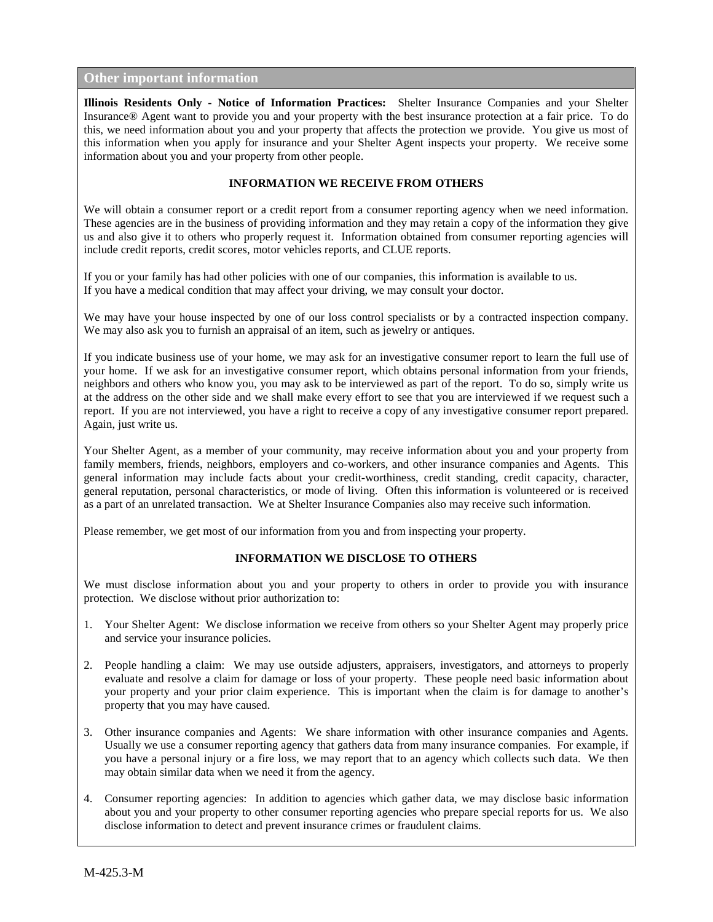## Other important information

**Illinois Residents Only - Notice of Information Practices:** Shelter Insurance Companies and your Shelter Insurance® Agent want to provide you and your property with the best insurance protection at a fair price. To do this, we need information about you and your property that affects the protection we provide. You give us most of this information when you apply for insurance and your Shelter Agent inspects your property. We receive some information about you and your property from other people.

### INFORMATION WE RECEIVE FROM OTHERS

We will obtain a consumer report or a credit report from a consumer reporting agency when we need information. These agencies are in the business of providing information and they may retain a copy of the information they give us and also give it to others who properly request it. Information obtained from consumer reporting agencies will include credit reports, credit scores, motor vehicles reports, and CLUE reports.

If you or your family has had other policies with one of our companies, this information is available to us.
If you have a medical condition that may affect your driving, we may consult your doctor.

We may have your house inspected by one of our loss control specialists or by a contracted inspection company. We may also ask you to furnish an appraisal of an item, such as jewelry or antiques.

If you indicate business use of your home, we may ask for an investigative consumer report to learn the full use of your home. If we ask for an investigative consumer report, which obtains personal information from your friends, neighbors and others who know you, you may ask to be interviewed as part of the report. To do so, simply write us at the address on the other side and we shall make every effort to see that you are interviewed if we request such a report. If you are not interviewed, you have a right to receive a copy of any investigative consumer report prepared. Again, just write us.

Your Shelter Agent, as a member of your community, may receive information about you and your property from family members, friends, neighbors, employers and co-workers, and other insurance companies and Agents. This general information may include facts about your credit-worthiness, credit standing, credit capacity, character, general reputation, personal characteristics, or mode of living. Often this information is volunteered or is received as a part of an unrelated transaction. We at Shelter Insurance Companies also may receive such information.

Please remember, we get most of our information from you and from inspecting your property.

### INFORMATION WE DISCLOSE TO OTHERS

We must disclose information about you and your property to others in order to provide you with insurance protection. We disclose without prior authorization to:

1. Your Shelter Agent: We disclose information we receive from others so your Shelter Agent may properly price and service your insurance policies.
2. People handling a claim: We may use outside adjusters, appraisers, investigators, and attorneys to properly evaluate and resolve a claim for damage or loss of your property. These people need basic information about your property and your prior claim experience. This is important when the claim is for damage to another's property that you may have caused.
3. Other insurance companies and Agents: We share information with other insurance companies and Agents. Usually we use a consumer reporting agency that gathers data from many insurance companies. For example, if you have a personal injury or a fire loss, we may report that to an agency which collects such data. We then may obtain similar data when we need it from the agency.
4. Consumer reporting agencies: In addition to agencies which gather data, we may disclose basic information about you and your property to other consumer reporting agencies who prepare special reports for us. We also disclose information to detect and prevent insurance crimes or fraudulent claims.

M-425.3-M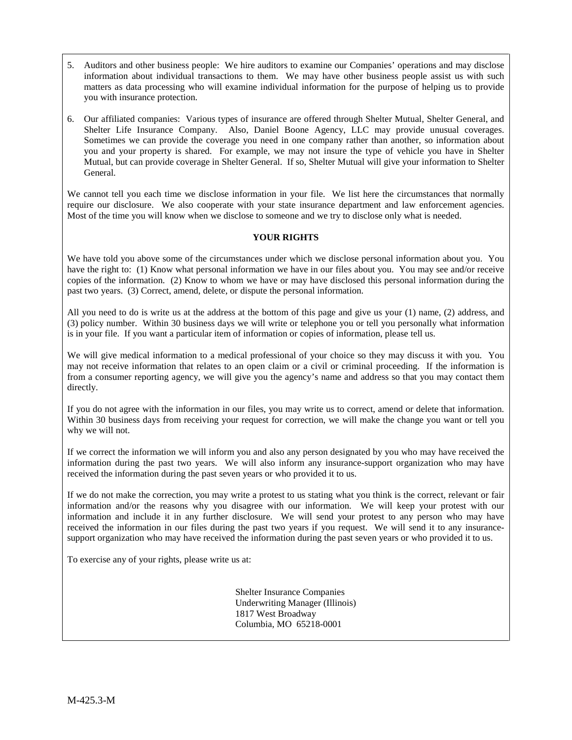5. Auditors and other business people: We hire auditors to examine our Companies' operations and may disclose information about individual transactions to them. We may have other business people assist us with such matters as data processing who will examine individual information for the purpose of helping us to provide you with insurance protection.

6. Our affiliated companies: Various types of insurance are offered through Shelter Mutual, Shelter General, and Shelter Life Insurance Company. Also, Daniel Boone Agency, LLC may provide unusual coverages. Sometimes we can provide the coverage you need in one company rather than another, so information about you and your property is shared. For example, we may not insure the type of vehicle you have in Shelter Mutual, but can provide coverage in Shelter General. If so, Shelter Mutual will give your information to Shelter General.

We cannot tell you each time we disclose information in your file. We list here the circumstances that normally require our disclosure. We also cooperate with your state insurance department and law enforcement agencies. Most of the time you will know when we disclose to someone and we try to disclose only what is needed.

**YOUR RIGHTS**

We have told you above some of the circumstances under which we disclose personal information about you. You have the right to: (1) Know what personal information we have in our files about you. You may see and/or receive copies of the information. (2) Know to whom we have or may have disclosed this personal information during the past two years. (3) Correct, amend, delete, or dispute the personal information.

All you need to do is write us at the address at the bottom of this page and give us your (1) name, (2) address, and (3) policy number. Within 30 business days we will write or telephone you or tell you personally what information is in your file. If you want a particular item of information or copies of information, please tell us.

We will give medical information to a medical professional of your choice so they may discuss it with you. You may not receive information that relates to an open claim or a civil or criminal proceeding. If the information is from a consumer reporting agency, we will give you the agency's name and address so that you may contact them directly.

If you do not agree with the information in our files, you may write us to correct, amend or delete that information. Within 30 business days from receiving your request for correction, we will make the change you want or tell you why we will not.

If we correct the information we will inform you and also any person designated by you who may have received the information during the past two years. We will also inform any insurance-support organization who may have received the information during the past seven years or who provided it to us.

If we do not make the correction, you may write a protest to us stating what you think is the correct, relevant or fair information and/or the reasons why you disagree with our information. We will keep your protest with our information and include it in any further disclosure. We will send your protest to any person who may have received the information in our files during the past two years if you request. We will send it to any insurance-support organization who may have received the information during the past seven years or who provided it to us.

To exercise any of your rights, please write us at:

Shelter Insurance Companies
Underwriting Manager (Illinois)
1817 West Broadway
Columbia, MO 65218-0001

M-425.3-M